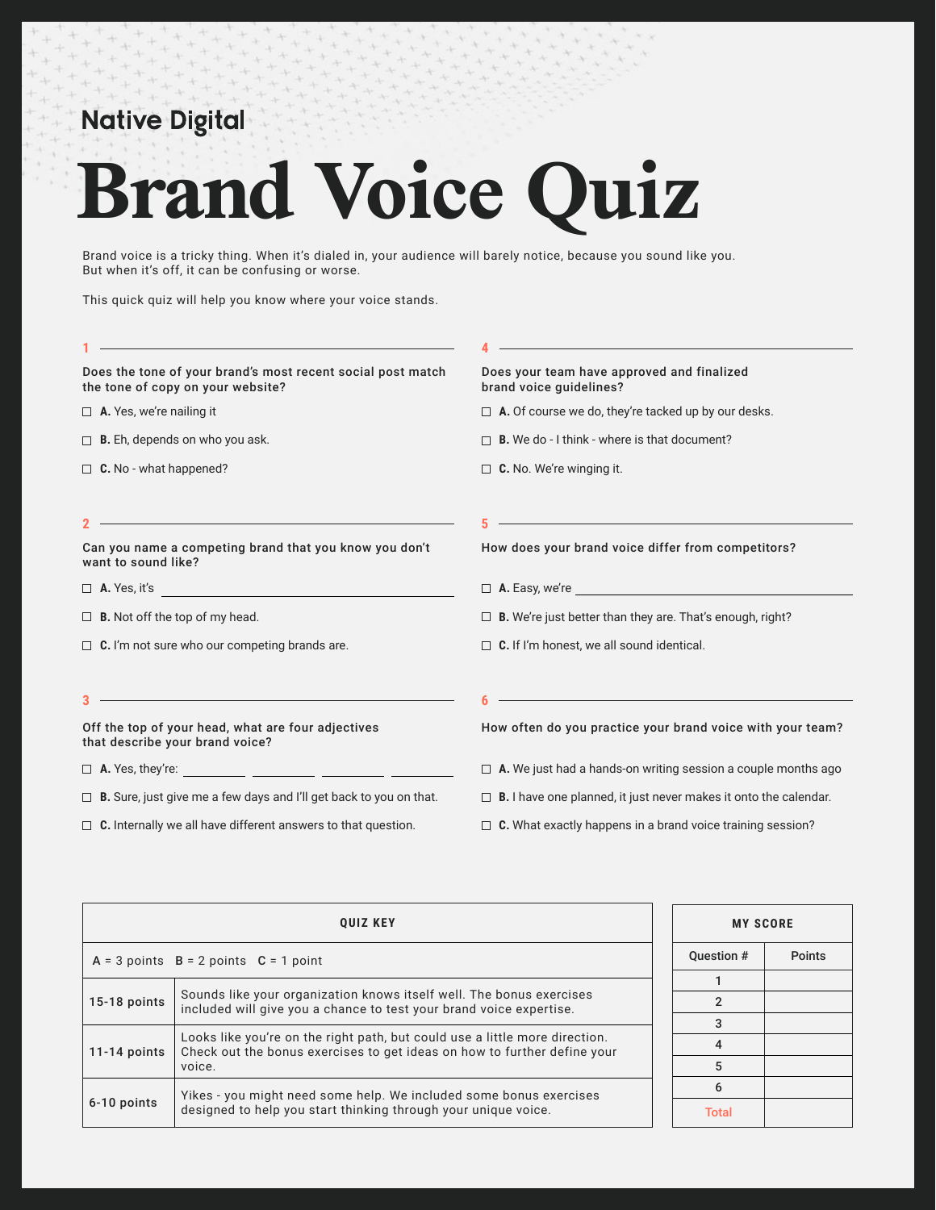Native Digital

# Brand Voice Quiz

Brand voice is a tricky thing. When it's dialed in, your audience will barely notice, because you sound like you. But when it's off, it can be confusing or worse.

This quick quiz will help you know where your voice stands.

### 1

**Does the tone of your brand's most recent social post match the tone of copy on your website?**

- ☐ **A.** Yes, we're nailing it
- ☐ **B.** Eh, depends on who you ask.
- ☐ **C.** No - what happened?

### 2

**Can you name a competing brand that you know you don't want to sound like?**

- ☐ **A.** Yes, it's ______________________
- ☐ **B.** Not off the top of my head.
- ☐ **C.** I'm not sure who our competing brands are.

### 3

**Off the top of your head, what are four adjectives that describe your brand voice?**

- ☐ **A.** Yes, they're: ________ ________ ________ ________
- ☐ **B.** Sure, just give me a few days and I'll get back to you on that.
- ☐ **C.** Internally we all have different answers to that question.

### 4

**Does your team have approved and finalized brand voice guidelines?**

- ☐ **A.** Of course we do, they're tacked up by our desks.
- ☐ **B.** We do - I think - where is that document?
- ☐ **C.** No. We're winging it.

### 5

**How does your brand voice differ from competitors?**

- ☐ **A.** Easy, we're ______________________
- ☐ **B.** We're just better than they are. That's enough, right?
- ☐ **C.** If I'm honest, we all sound identical.

### 6

**How often do you practice your brand voice with your team?**

- ☐ **A.** We just had a hands-on writing session a couple months ago
- ☐ **B.** I have one planned, it just never makes it onto the calendar.
- ☐ **C.** What exactly happens in a brand voice training session?

| QUIZ KEY | |
|---|---|
| A = 3 points B = 2 points C = 1 point | |
| 15-18 points | Sounds like your organization knows itself well. The bonus exercises included will give you a chance to test your brand voice expertise. |
| 11-14 points | Looks like you're on the right path, but could use a little more direction. Check out the bonus exercises to get ideas on how to further define your voice. |
| 6-10 points | Yikes - you might need some help. We included some bonus exercises designed to help you start thinking through your unique voice. |

**MY SCORE**

| Question # | Points |
|---|---|
| 1 | |
| 2 | |
| 3 | |
| 4 | |
| 5 | |
| 6 | |
| Total | |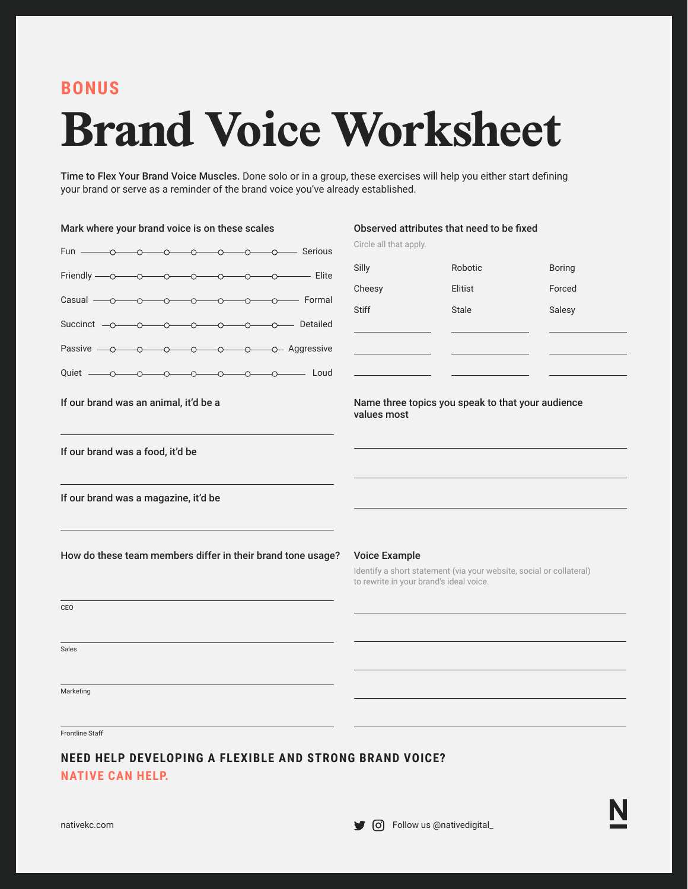BONUS

# Brand Voice Worksheet

**Time to Flex Your Brand Voice Muscles.** Done solo or in a group, these exercises will help you either start defining your brand or serve as a reminder of the brand voice you've already established.

### Mark where your brand voice is on these scales

Fun ○ ○ ○ ○ ○ ○ ○ Serious

Friendly ○ ○ ○ ○ ○ ○ ○ Elite

Casual ○ ○ ○ ○ ○ ○ ○ Formal

Succinct ○ ○ ○ ○ ○ ○ ○ Detailed

Passive ○ ○ ○ ○ ○ ○ ○ Aggressive

Quiet ○ ○ ○ ○ ○ ○ ○ Loud

### Observed attributes that need to be fixed

Circle all that apply.

| | | |
|---|---|---|
| Silly | Robotic | Boring |
| Cheesy | Elitist | Forced |
| Stiff | Stale | Salesy |
| ______ | ______ | ______ |
| ______ | ______ | ______ |
| ______ | ______ | ______ |

### If our brand was an animal, it'd be a

______________________

### If our brand was a food, it'd be

______________________

### If our brand was a magazine, it'd be

______________________

### Name three topics you speak to that your audience values most

______________________

______________________

______________________

### How do these team members differ in their brand tone usage?

______________________
CEO

______________________
Sales

______________________
Marketing

______________________
Frontline Staff

### Voice Example

Identify a short statement (via your website, social or collateral) to rewrite in your brand's ideal voice.

______________________

______________________

______________________

______________________

______________________

**NEED HELP DEVELOPING A FLEXIBLE AND STRONG BRAND VOICE?**

**NATIVE CAN HELP.**

nativekc.com

Follow us @nativedigital_